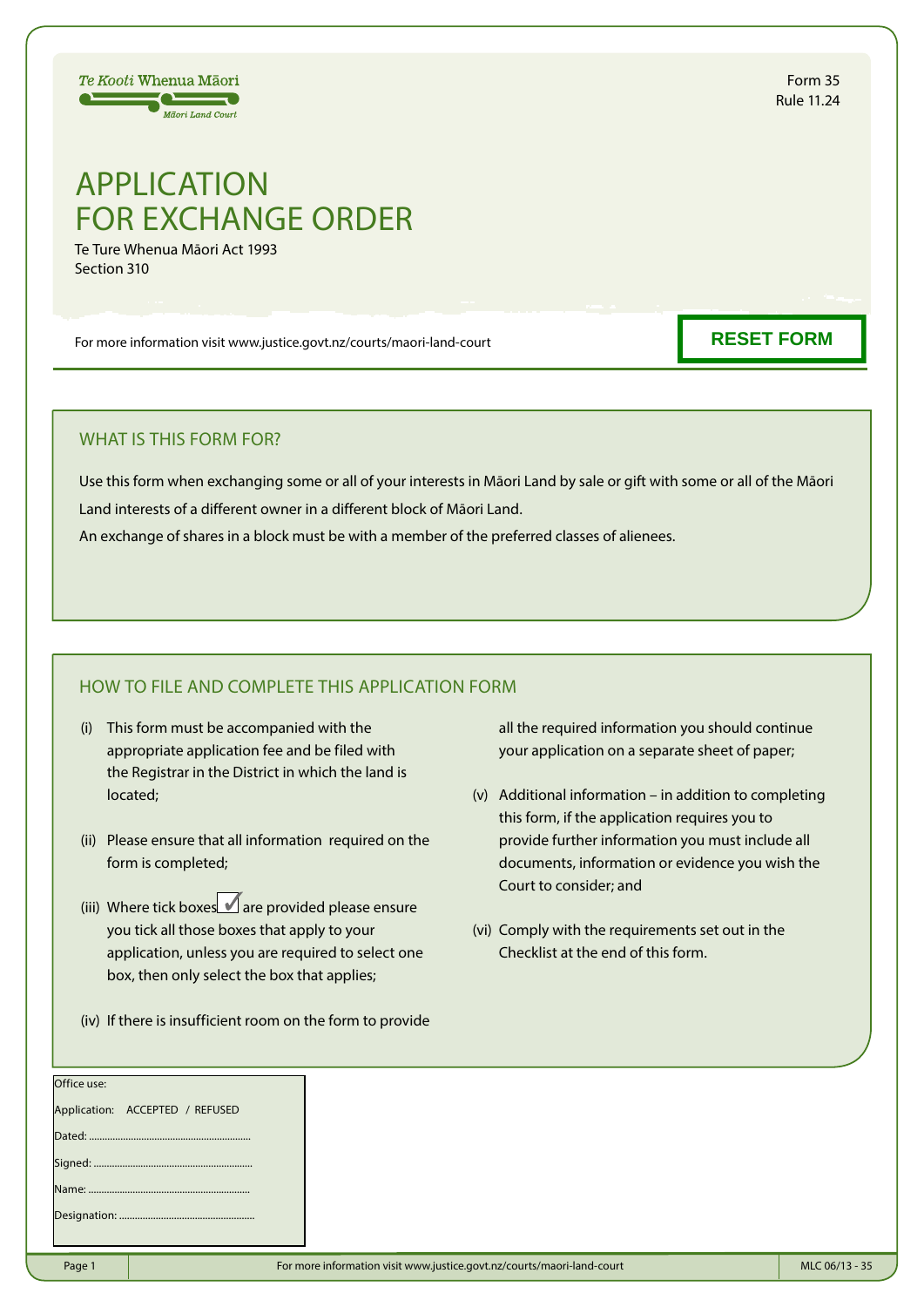Te Kooti Whenua Māori
Māori Land Court

Form 35
Rule 11.24

# APPLICATION FOR EXCHANGE ORDER

Te Ture Whenua Māori Act 1993
Section 310

For more information visit www.justice.govt.nz/courts/maori-land-court

RESET FORM

## WHAT IS THIS FORM FOR?

Use this form when exchanging some or all of your interests in Māori Land by sale or gift with some or all of the Māori Land interests of a different owner in a different block of Māori Land.

An exchange of shares in a block must be with a member of the preferred classes of alienees.

## HOW TO FILE AND COMPLETE THIS APPLICATION FORM

(i) This form must be accompanied with the appropriate application fee and be filed with the Registrar in the District in which the land is located;

(ii) Please ensure that all information required on the form is completed;

(iii) Where tick boxes ☑ are provided please ensure you tick all those boxes that apply to your application, unless you are required to select one box, then only select the box that applies;

(iv) If there is insufficient room on the form to provide all the required information you should continue your application on a separate sheet of paper;

(v) Additional information – in addition to completing this form, if the application requires you to provide further information you must include all documents, information or evidence you wish the Court to consider; and

(vi) Comply with the requirements set out in the Checklist at the end of this form.

Office use:

Application: ACCEPTED / REFUSED

Dated: ..............................................................

Signed: ..............................................................

Name: ..............................................................

Designation: ....................................................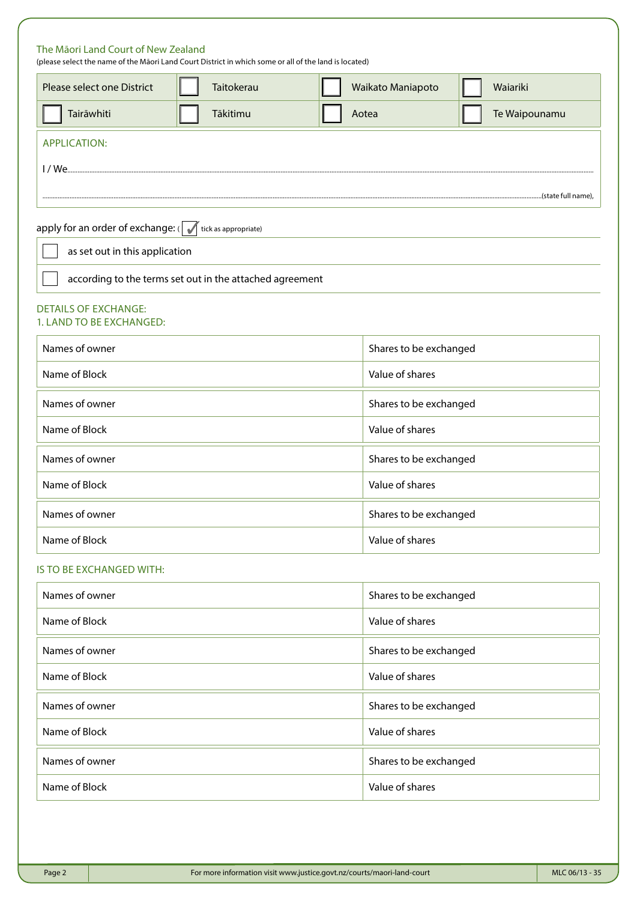The Māori Land Court of New Zealand

(please select the name of the Māori Land Court District in which some or all of the land is located)

| Please select one District | ☐ Taitokerau | ☐ Waikato Maniapoto | ☐ Waiariki |
|---|---|---|---|
| ☐ Tairāwhiti | ☐ Tākitimu | ☐ Aotea | ☐ Te Waipounamu |

APPLICATION:

I / We.......................................................................................................................................................................................................

.......................................................................................................................................................................................................(state full name),

apply for an order of exchange: ( ✓ tick as appropriate)

- ☐ as set out in this application
- ☐ according to the terms set out in the attached agreement

## DETAILS OF EXCHANGE:

### 1. LAND TO BE EXCHANGED:

| Names of owner | Shares to be exchanged |
|---|---|
| Name of Block | Value of shares |
| Names of owner | Shares to be exchanged |
| Name of Block | Value of shares |
| Names of owner | Shares to be exchanged |
| Name of Block | Value of shares |
| Names of owner | Shares to be exchanged |
| Name of Block | Value of shares |

### IS TO BE EXCHANGED WITH:

| Names of owner | Shares to be exchanged |
|---|---|
| Name of Block | Value of shares |
| Names of owner | Shares to be exchanged |
| Name of Block | Value of shares |
| Names of owner | Shares to be exchanged |
| Name of Block | Value of shares |
| Names of owner | Shares to be exchanged |
| Name of Block | Value of shares |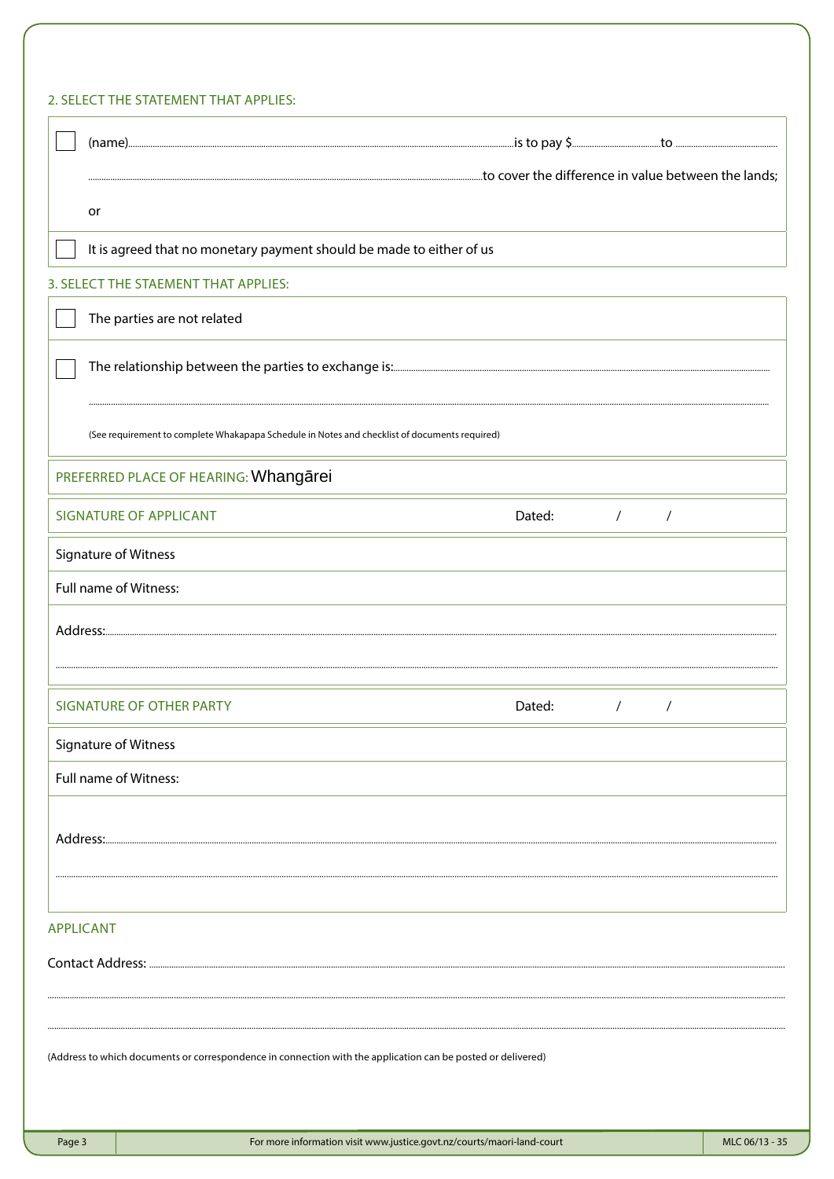## 2. SELECT THE STATEMENT THAT APPLIES:

☐ (name)............................................................................................is to pay $......................................to ..........................................

..................................................................................................................................to cover the difference in value between the lands;

or

☐ It is agreed that no monetary payment should be made to either of us

## 3. SELECT THE STAEMENT THAT APPLIES:

☐ The parties are not related

☐ The relationship between the parties to exchange is:..............................................................................................................

..................................................................................................................................................................................................

(See requirement to complete Whakapapa Schedule in Notes and checklist of documents required)

PREFERRED PLACE OF HEARING: Whangārei

| SIGNATURE OF APPLICANT | Dated: / / |
|---|---|
| Signature of Witness | |
| Full name of Witness: | |
| Address:.......................................................................................................... | |

| SIGNATURE OF OTHER PARTY | Dated: / / |
|---|---|
| Signature of Witness | |
| Full name of Witness: | |
| Address:.......................................................................................................... | |

## APPLICANT

Contact Address: ..................................................................................................................................................................................

..................................................................................................................................................................................................

..................................................................................................................................................................................................

(Address to which documents or correspondence in connection with the application can be posted or delivered)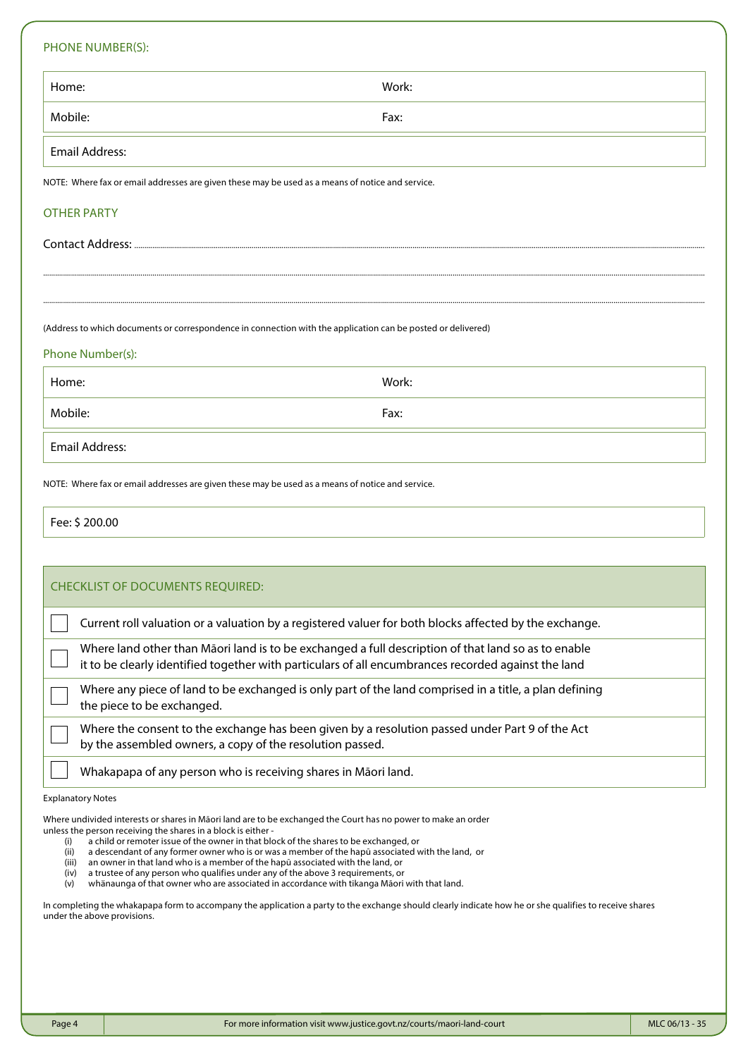## PHONE NUMBER(S):

| Home: | Work: |
|---|---|
| Mobile: | Fax: |

| Email Address: |
|---|

NOTE: Where fax or email addresses are given these may be used as a means of notice and service.

## OTHER PARTY

Contact Address: ......................................................................................................................................................................................................

......................................................................................................................................................................................................

......................................................................................................................................................................................................

(Address to which documents or correspondence in connection with the application can be posted or delivered)

### Phone Number(s):

| Home: | Work: |
|---|---|
| Mobile: | Fax: |

| Email Address: |
|---|

NOTE: Where fax or email addresses are given these may be used as a means of notice and service.

| Fee: $ 200.00 |
|---|

| CHECKLIST OF DOCUMENTS REQUIRED: | |
|---|---|
| ☐ | Current roll valuation or a valuation by a registered valuer for both blocks affected by the exchange. |
| ☐ | Where land other than Māori land is to be exchanged a full description of that land so as to enable it to be clearly identified together with particulars of all encumbrances recorded against the land |
| ☐ | Where any piece of land to be exchanged is only part of the land comprised in a title, a plan defining the piece to be exchanged. |
| ☐ | Where the consent to the exchange has been given by a resolution passed under Part 9 of the Act by the assembled owners, a copy of the resolution passed. |
| ☐ | Whakapapa of any person who is receiving shares in Māori land. |

Explanatory Notes

Where undivided interests or shares in Māori land are to be exchanged the Court has no power to make an order unless the person receiving the shares in a block is either -

- (i) a child or remoter issue of the owner in that block of the shares to be exchanged, or
- (ii) a descendant of any former owner who is or was a member of the hapū associated with the land, or
- (iii) an owner in that land who is a member of the hapū associated with the land, or
- (iv) a trustee of any person who qualifies under any of the above 3 requirements, or
- (v) whānaunga of that owner who are associated in accordance with tikanga Māori with that land.

In completing the whakapapa form to accompany the application a party to the exchange should clearly indicate how he or she qualifies to receive shares under the above provisions.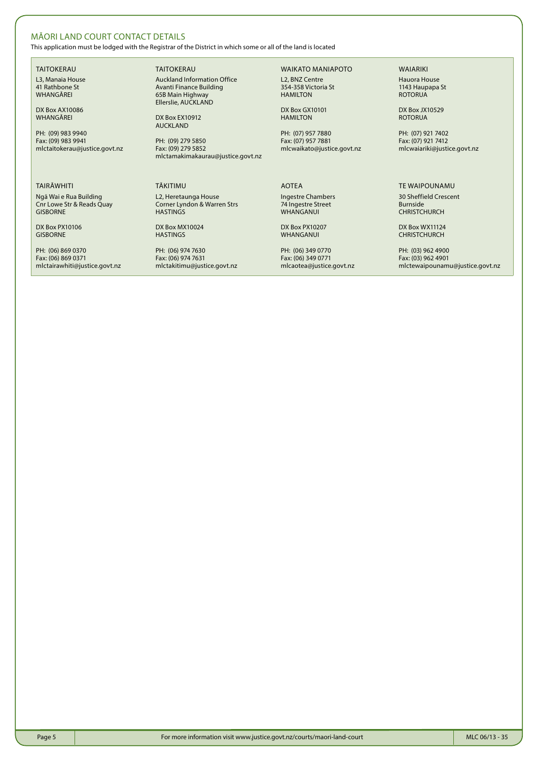## MĀORI LAND COURT CONTACT DETAILS

This application must be lodged with the Registrar of the District in which some or all of the land is located

### TAITOKERAU

L3, Manaia House
41 Rathbone St
WHANGĀREI

DX Box AX10086
WHANGĀREI

PH: (09) 983 9940
Fax: (09) 983 9941
mlctaitokerau@justice.govt.nz

### TAITOKERAU

Auckland Information Office
Avanti Finance Building
65B Main Highway
Ellerslie, AUCKLAND

DX Box EX10912
AUCKLAND

PH: (09) 279 5850
Fax: (09) 279 5852
mlctamakimakaurau@justice.govt.nz

### WAIKATO MANIAPOTO

L2, BNZ Centre
354-358 Victoria St
HAMILTON

DX Box GX10101
HAMILTON

PH: (07) 957 7880
Fax: (07) 957 7881
mlcwaikato@justice.govt.nz

### WAIARIKI

Hauora House
1143 Haupapa St
ROTORUA

DX Box JX10529
ROTORUA

PH: (07) 921 7402
Fax: (07) 921 7412
mlcwaiariki@justice.govt.nz

### TAIRĀWHITI

Ngā Wai e Rua Building
Cnr Lowe Str & Reads Quay
GISBORNE

DX Box PX10106
GISBORNE

PH: (06) 869 0370
Fax: (06) 869 0371
mlctairawhiti@justice.govt.nz

### TĀKITIMU

L2, Heretaunga House
Corner Lyndon & Warren Strs
HASTINGS

DX Box MX10024
HASTINGS

PH: (06) 974 7630
Fax: (06) 974 7631
mlctakitimu@justice.govt.nz

### AOTEA

Ingestre Chambers
74 Ingestre Street
WHANGANUI

DX Box PX10207
WHANGANUI

PH: (06) 349 0770
Fax: (06) 349 0771
mlcaotea@justice.govt.nz

### TE WAIPOUNAMU

30 Sheffield Crescent
Burnside
CHRISTCHURCH

DX Box WX11124
CHRISTCHURCH

PH: (03) 962 4900
Fax: (03) 962 4901
mlctewaipounamu@justice.govt.nz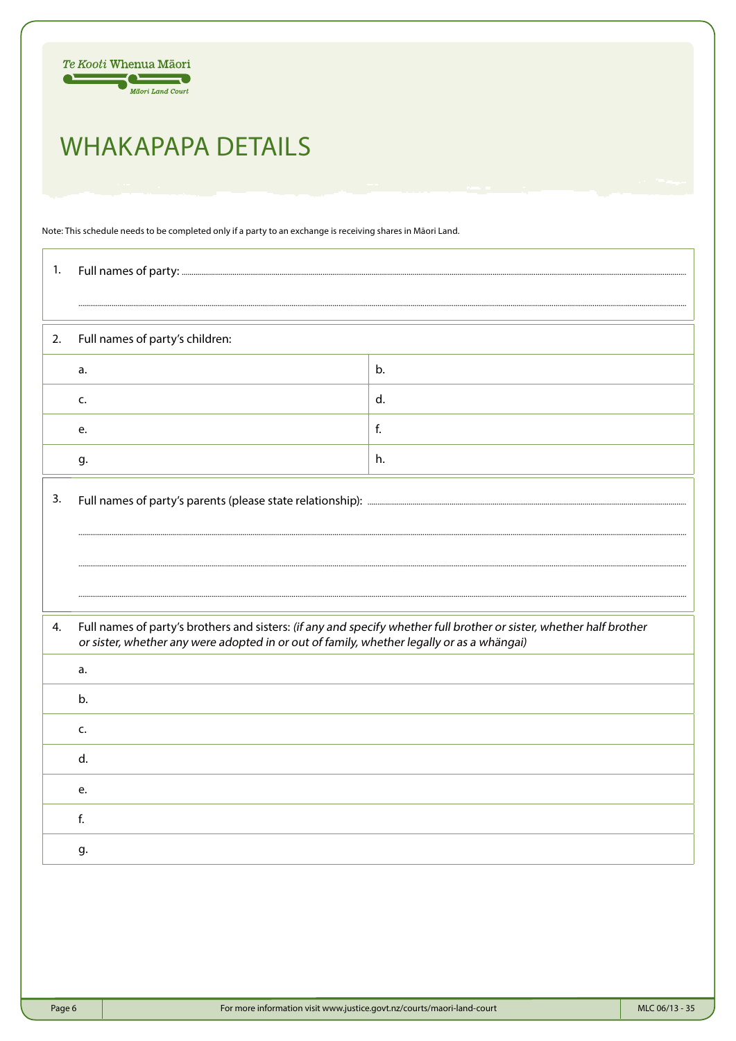Te Kooti Whenua Māori

Māori Land Court

# WHAKAPAPA DETAILS

Note: This schedule needs to be completed only if a party to an exchange is receiving shares in Māori Land.

1. Full names of party: ..............................................................................................................

..............................................................................................................

2. Full names of party's children:

| | |
|---|---|
| a. | b. |
| c. | d. |
| e. | f. |
| g. | h. |

3. Full names of party's parents (please state relationship): ..............................................................................................................

..............................................................................................................

..............................................................................................................

..............................................................................................................

4. Full names of party's brothers and sisters: *(if any and specify whether full brother or sister, whether half brother or sister, whether any were adopted in or out of family, whether legally or as a whāngai)*

| |
|---|
| a. |
| b. |
| c. |
| d. |
| e. |
| f. |
| g. |

For more information visit www.justice.govt.nz/courts/maori-land-court

MLC 06/13 - 35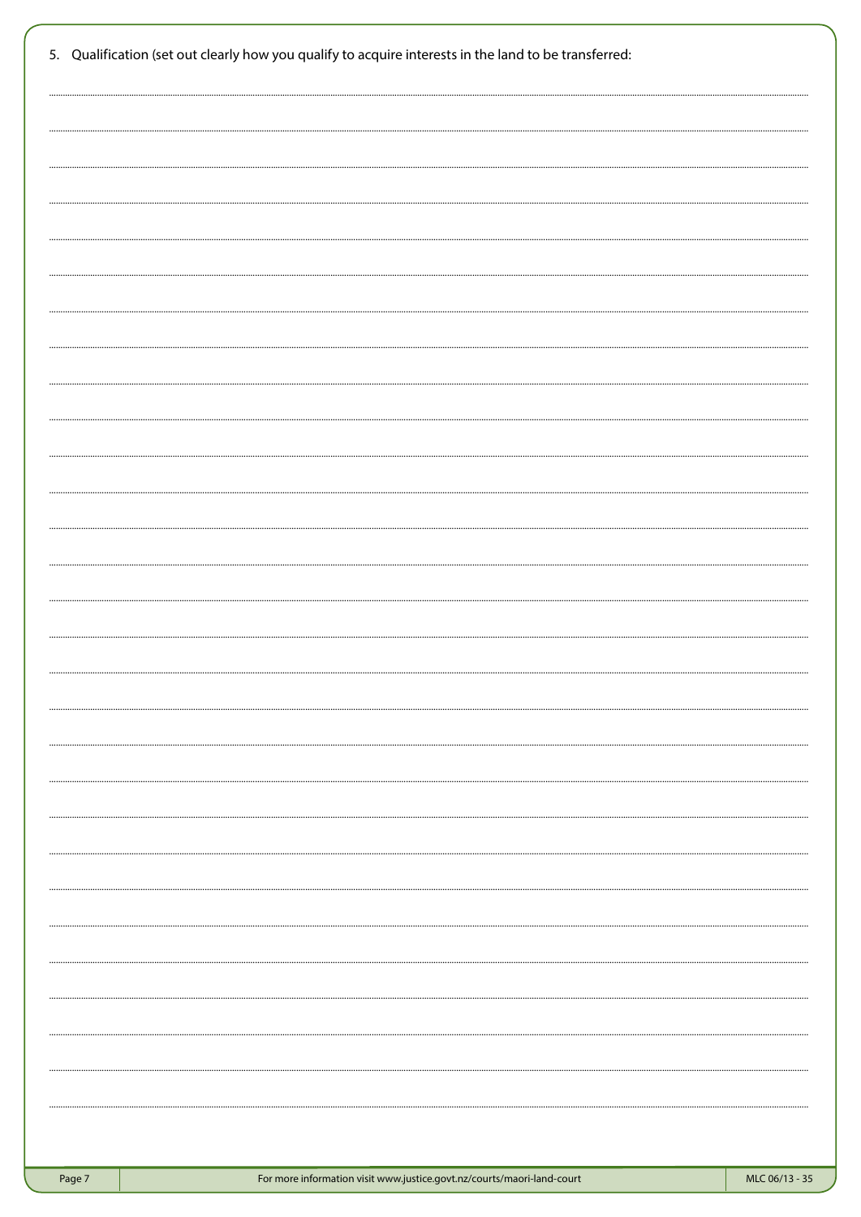5. Qualification (set out clearly how you qualify to acquire interests in the land to be transferred: